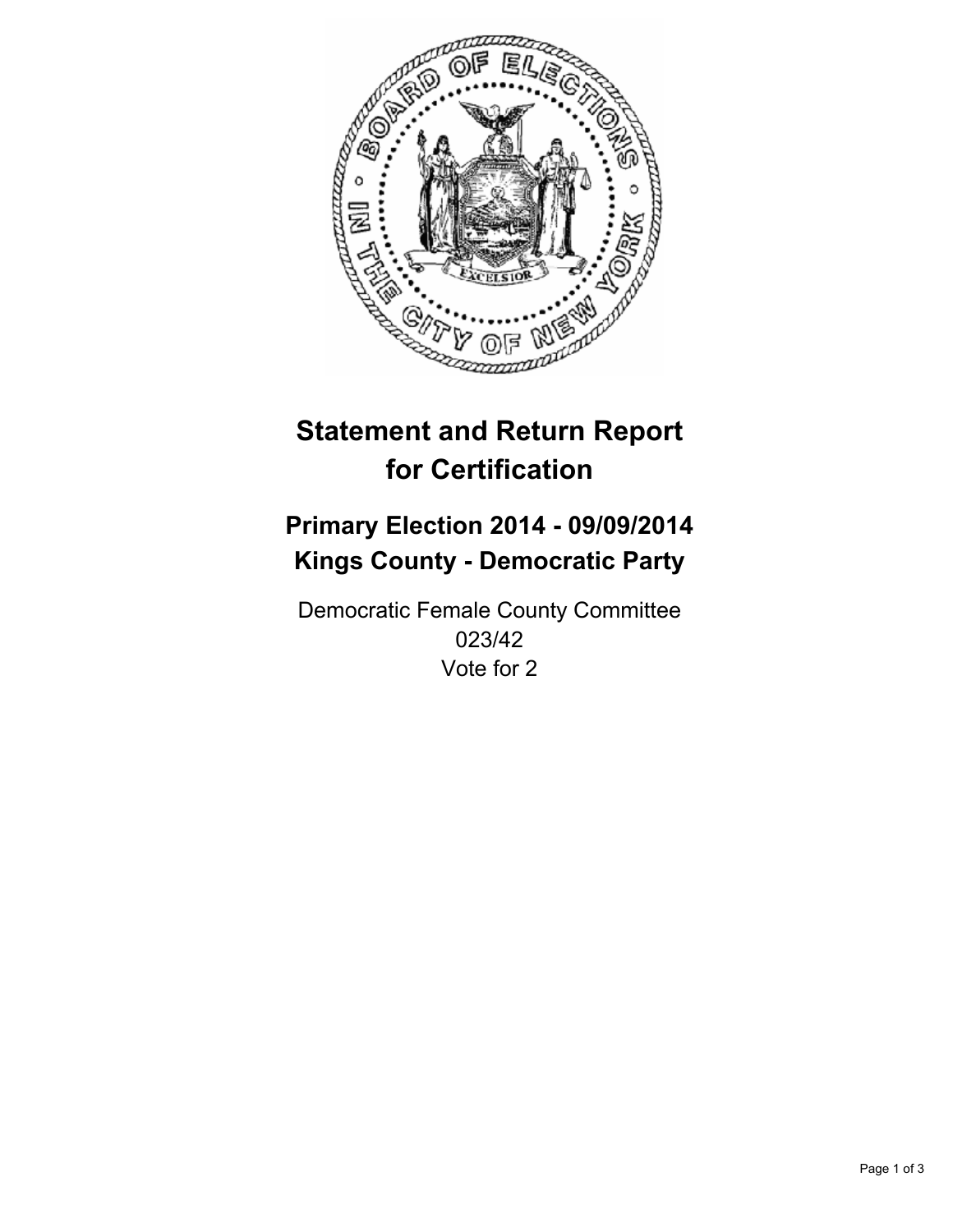# Statement and Return Report for Certification

## Primary Election 2014 - 09/09/2014
## Kings County - Democratic Party

Democratic Female County Committee
023/42
Vote for 2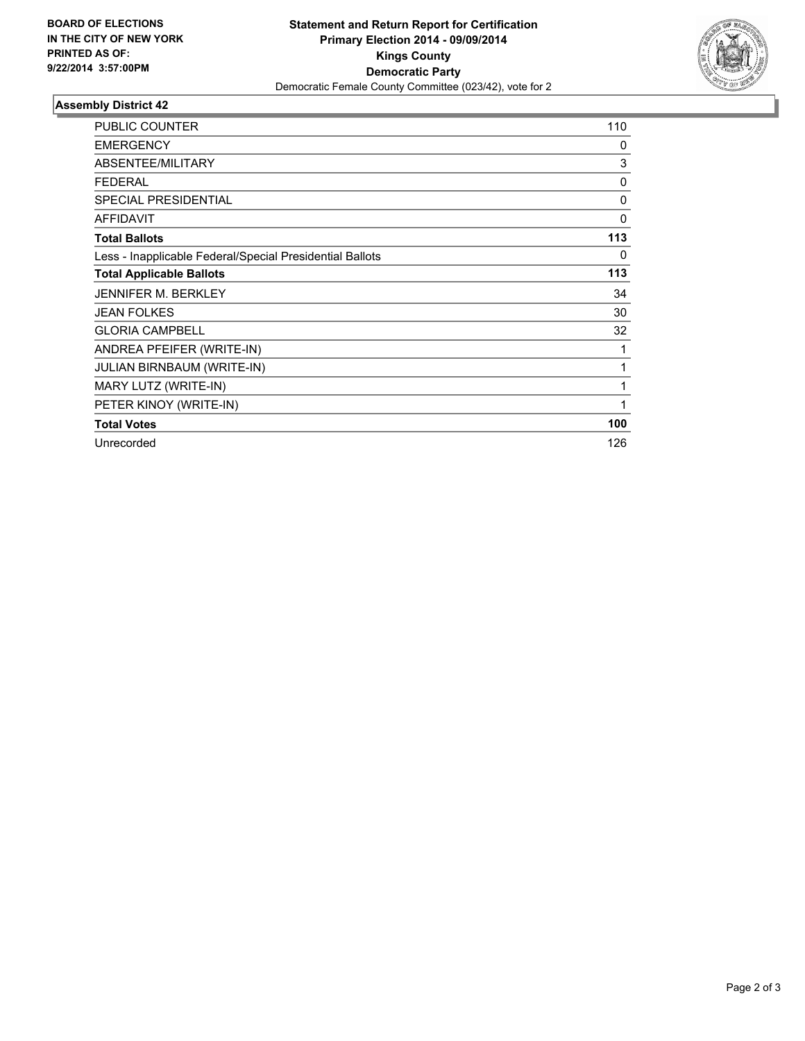BOARD OF ELECTIONS
IN THE CITY OF NEW YORK
PRINTED AS OF:
9/22/2014 3:57:00PM

**Statement and Return Report for Certification**
**Primary Election 2014 - 09/09/2014**
**Kings County**
**Democratic Party**
Democratic Female County Committee (023/42), vote for 2

### Assembly District 42

| | |
|---|---|
| PUBLIC COUNTER | 110 |
| EMERGENCY | 0 |
| ABSENTEE/MILITARY | 3 |
| FEDERAL | 0 |
| SPECIAL PRESIDENTIAL | 0 |
| AFFIDAVIT | 0 |
| **Total Ballots** | **113** |
| Less - Inapplicable Federal/Special Presidential Ballots | 0 |
| **Total Applicable Ballots** | **113** |
| JENNIFER M. BERKLEY | 34 |
| JEAN FOLKES | 30 |
| GLORIA CAMPBELL | 32 |
| ANDREA PFEIFER (WRITE-IN) | 1 |
| JULIAN BIRNBAUM (WRITE-IN) | 1 |
| MARY LUTZ (WRITE-IN) | 1 |
| PETER KINOY (WRITE-IN) | 1 |
| **Total Votes** | **100** |
| Unrecorded | 126 |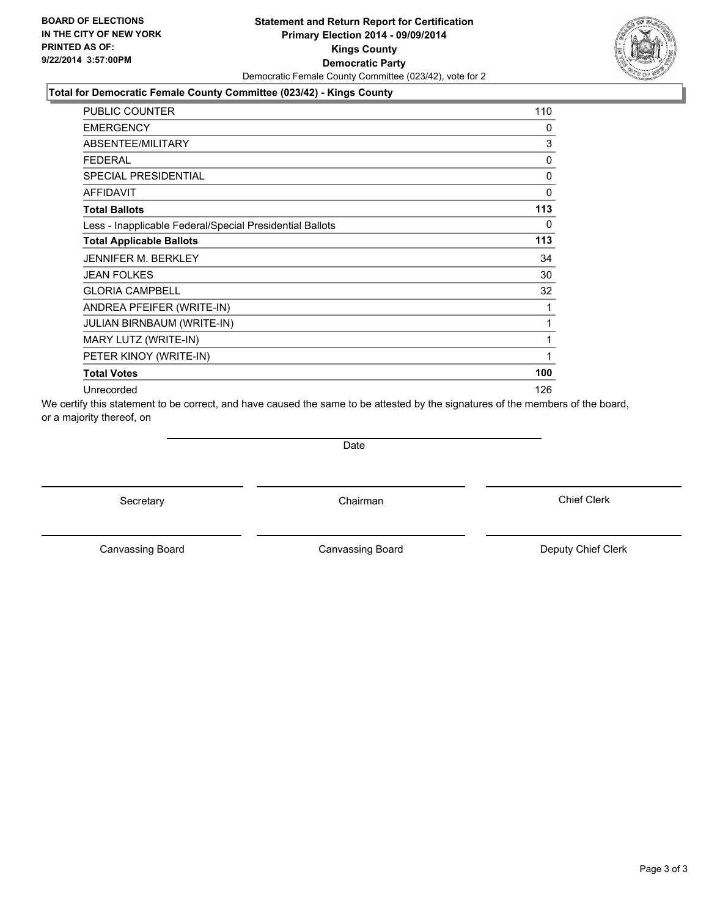**BOARD OF ELECTIONS IN THE CITY OF NEW YORK PRINTED AS OF: 9/22/2014 3:57:00PM**

# Statement and Return Report for Certification
## Primary Election 2014 - 09/09/2014
## Kings County
## Democratic Party

Democratic Female County Committee (023/42), vote for 2

### Total for Democratic Female County Committee (023/42) - Kings County

| | |
|---|---|
| PUBLIC COUNTER | 110 |
| EMERGENCY | 0 |
| ABSENTEE/MILITARY | 3 |
| FEDERAL | 0 |
| SPECIAL PRESIDENTIAL | 0 |
| AFFIDAVIT | 0 |
| **Total Ballots** | **113** |
| Less - Inapplicable Federal/Special Presidential Ballots | 0 |
| **Total Applicable Ballots** | **113** |
| JENNIFER M. BERKLEY | 34 |
| JEAN FOLKES | 30 |
| GLORIA CAMPBELL | 32 |
| ANDREA PFEIFER (WRITE-IN) | 1 |
| JULIAN BIRNBAUM (WRITE-IN) | 1 |
| MARY LUTZ (WRITE-IN) | 1 |
| PETER KINOY (WRITE-IN) | 1 |
| **Total Votes** | **100** |
| Unrecorded | 126 |

We certify this statement to be correct, and have caused the same to be attested by the signatures of the members of the board, or a majority thereof, on

Date

Secretary | Chairman | Chief Clerk

Canvassing Board | Canvassing Board | Deputy Chief Clerk